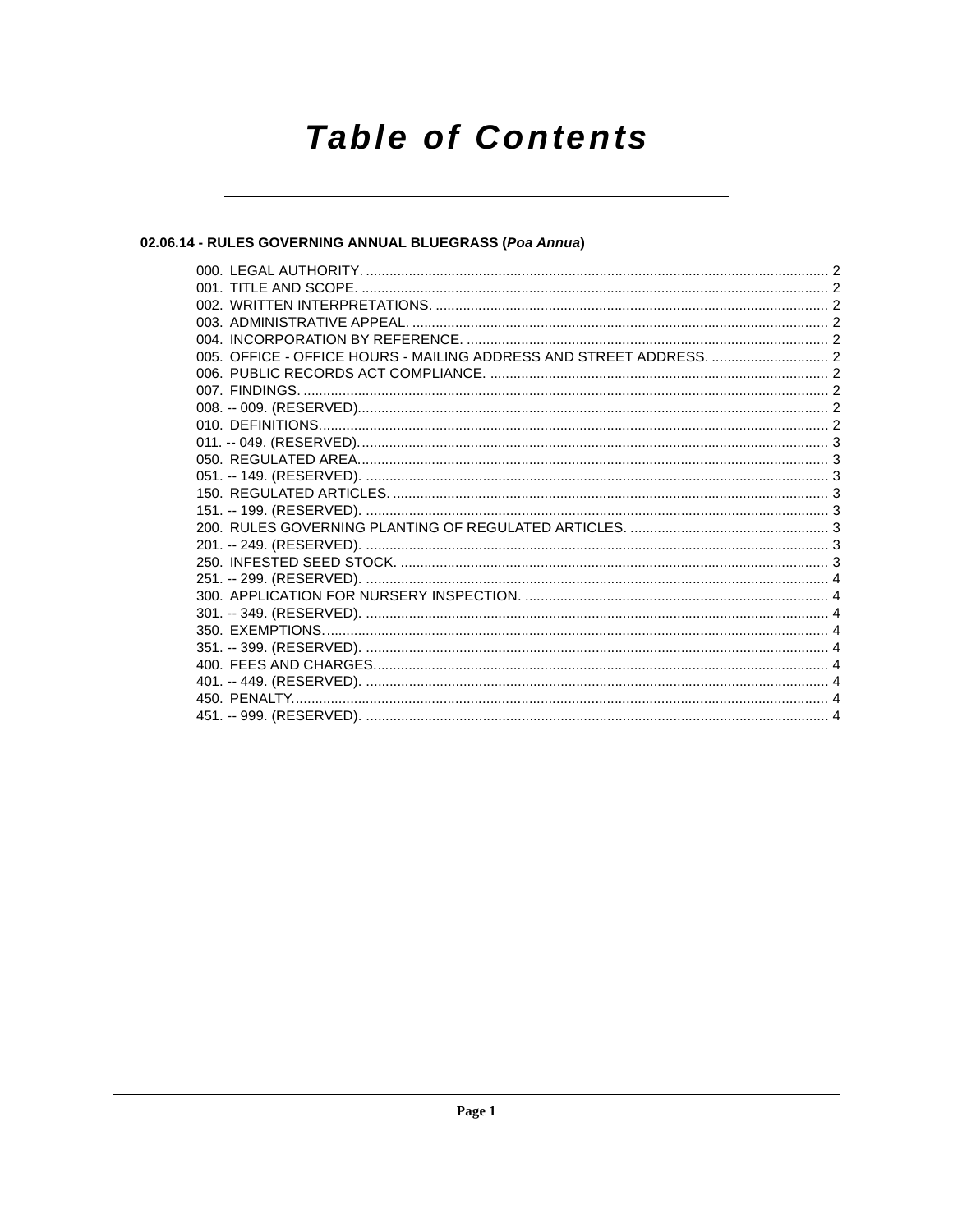# Table of Contents

## 02.06.14 - RULES GOVERNING ANNUAL BLUEGRASS (*Poa Annua*)

000. LEGAL AUTHORITY. ........ 2
001. TITLE AND SCOPE. ........ 2
002. WRITTEN INTERPRETATIONS. ........ 2
003. ADMINISTRATIVE APPEAL. ........ 2
004. INCORPORATION BY REFERENCE. ........ 2
005. OFFICE - OFFICE HOURS - MAILING ADDRESS AND STREET ADDRESS. ........ 2
006. PUBLIC RECORDS ACT COMPLIANCE. ........ 2
007. FINDINGS. ........ 2
008. -- 009. (RESERVED). ........ 2
010. DEFINITIONS. ........ 2
011. -- 049. (RESERVED). ........ 3
050. REGULATED AREA. ........ 3
051. -- 149. (RESERVED). ........ 3
150. REGULATED ARTICLES. ........ 3
151. -- 199. (RESERVED). ........ 3
200. RULES GOVERNING PLANTING OF REGULATED ARTICLES. ........ 3
201. -- 249. (RESERVED). ........ 3
250. INFESTED SEED STOCK. ........ 3
251. -- 299. (RESERVED). ........ 4
300. APPLICATION FOR NURSERY INSPECTION. ........ 4
301. -- 349. (RESERVED). ........ 4
350. EXEMPTIONS. ........ 4
351. -- 399. (RESERVED). ........ 4
400. FEES AND CHARGES. ........ 4
401. -- 449. (RESERVED). ........ 4
450. PENALTY. ........ 4
451. -- 999. (RESERVED). ........ 4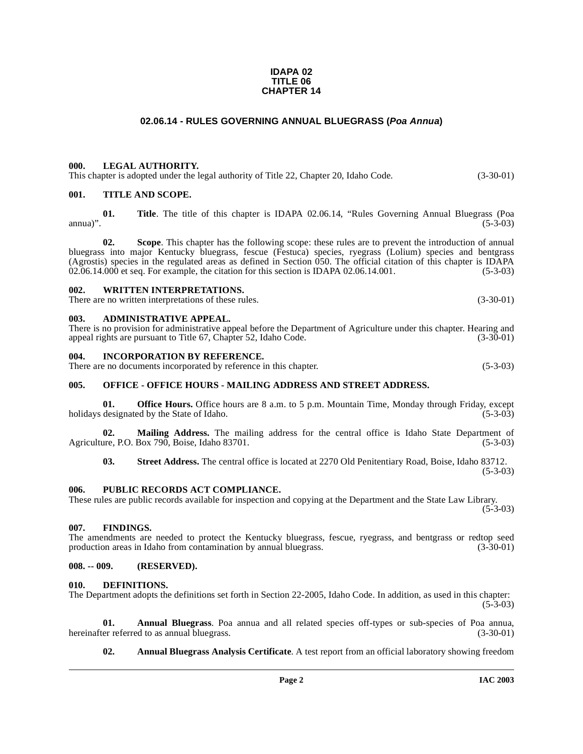**IDAPA 02**
**TITLE 06**
**CHAPTER 14**

# 02.06.14 - RULES GOVERNING ANNUAL BLUEGRASS (*Poa Annua*)

**000. LEGAL AUTHORITY.**
This chapter is adopted under the legal authority of Title 22, Chapter 20, Idaho Code. (3-30-01)

**001. TITLE AND SCOPE.**

**01. Title**. The title of this chapter is IDAPA 02.06.14, "Rules Governing Annual Bluegrass (Poa annua)". (5-3-03)

**02. Scope**. This chapter has the following scope: these rules are to prevent the introduction of annual bluegrass into major Kentucky bluegrass, fescue (Festuca) species, ryegrass (Lolium) species and bentgrass (Agrostis) species in the regulated areas as defined in Section 050. The official citation of this chapter is IDAPA 02.06.14.000 et seq. For example, the citation for this section is IDAPA 02.06.14.001. (5-3-03)

**002. WRITTEN INTERPRETATIONS.**
There are no written interpretations of these rules. (3-30-01)

**003. ADMINISTRATIVE APPEAL.**
There is no provision for administrative appeal before the Department of Agriculture under this chapter. Hearing and appeal rights are pursuant to Title 67, Chapter 52, Idaho Code. (3-30-01)

**004. INCORPORATION BY REFERENCE.**
There are no documents incorporated by reference in this chapter. (5-3-03)

**005. OFFICE - OFFICE HOURS - MAILING ADDRESS AND STREET ADDRESS.**

**01. Office Hours.** Office hours are 8 a.m. to 5 p.m. Mountain Time, Monday through Friday, except holidays designated by the State of Idaho. (5-3-03)

**02. Mailing Address.** The mailing address for the central office is Idaho State Department of Agriculture, P.O. Box 790, Boise, Idaho 83701. (5-3-03)

**03. Street Address.** The central office is located at 2270 Old Penitentiary Road, Boise, Idaho 83712. (5-3-03)

**006. PUBLIC RECORDS ACT COMPLIANCE.**
These rules are public records available for inspection and copying at the Department and the State Law Library. (5-3-03)

**007. FINDINGS.**
The amendments are needed to protect the Kentucky bluegrass, fescue, ryegrass, and bentgrass or redtop seed production areas in Idaho from contamination by annual bluegrass. (3-30-01)

**008. -- 009. (RESERVED).**

**010. DEFINITIONS.**
The Department adopts the definitions set forth in Section 22-2005, Idaho Code. In addition, as used in this chapter: (5-3-03)

**01. Annual Bluegrass**. Poa annua and all related species off-types or sub-species of Poa annua, hereinafter referred to as annual bluegrass. (3-30-01)

**02. Annual Bluegrass Analysis Certificate**. A test report from an official laboratory showing freedom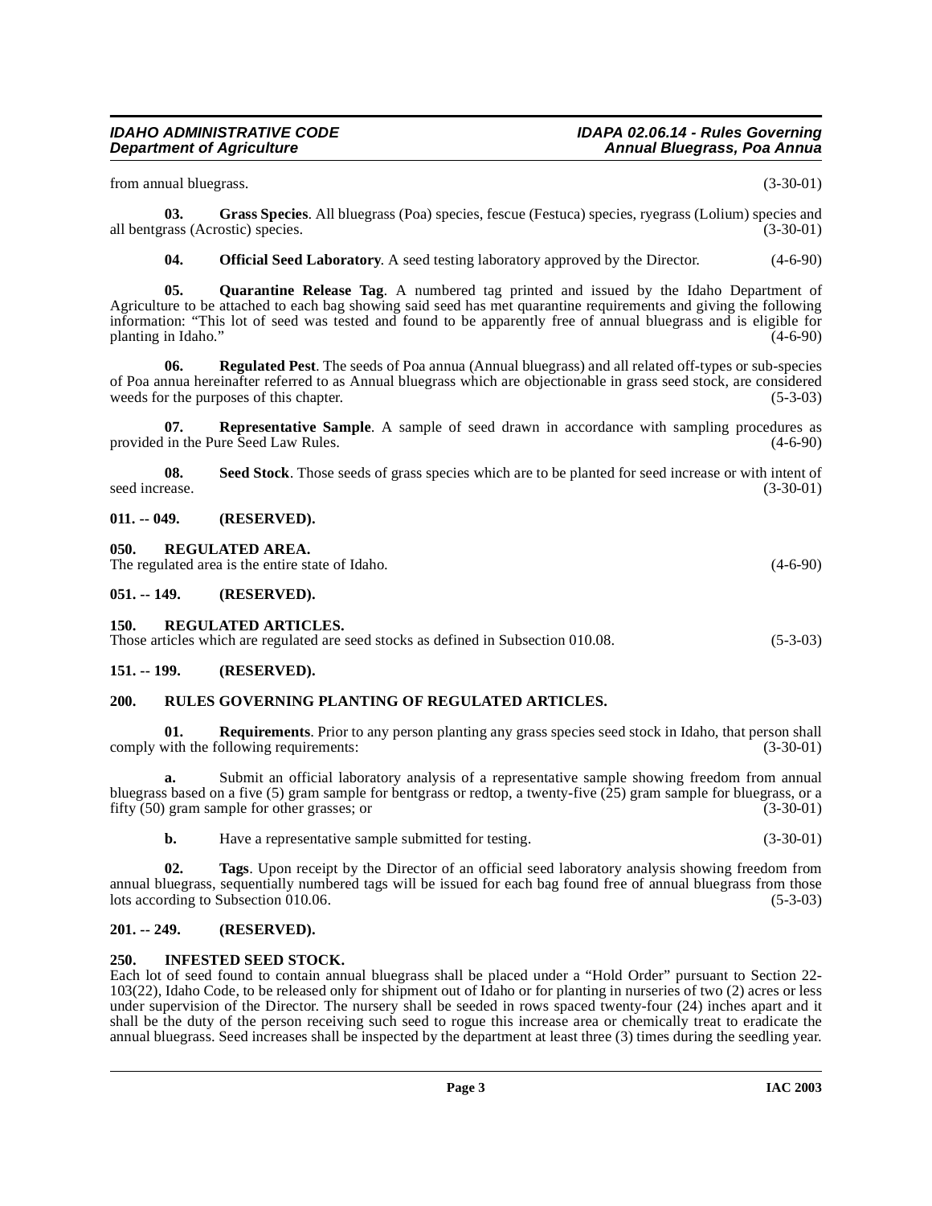from annual bluegrass. (3-30-01)

**03. Grass Species**. All bluegrass (Poa) species, fescue (Festuca) species, ryegrass (Lolium) species and all bentgrass (Acrostic) species. (3-30-01)

**04. Official Seed Laboratory**. A seed testing laboratory approved by the Director. (4-6-90)

**05. Quarantine Release Tag**. A numbered tag printed and issued by the Idaho Department of Agriculture to be attached to each bag showing said seed has met quarantine requirements and giving the following information: "This lot of seed was tested and found to be apparently free of annual bluegrass and is eligible for planting in Idaho." (4-6-90)

**06. Regulated Pest**. The seeds of Poa annua (Annual bluegrass) and all related off-types or sub-species of Poa annua hereinafter referred to as Annual bluegrass which are objectionable in grass seed stock, are considered weeds for the purposes of this chapter. (5-3-03)

**07. Representative Sample**. A sample of seed drawn in accordance with sampling procedures as provided in the Pure Seed Law Rules. (4-6-90)

**08. Seed Stock**. Those seeds of grass species which are to be planted for seed increase or with intent of seed increase. (3-30-01)

**011. -- 049. (RESERVED).**

**050. REGULATED AREA.**

The regulated area is the entire state of Idaho. (4-6-90)

**051. -- 149. (RESERVED).**

**150. REGULATED ARTICLES.**

Those articles which are regulated are seed stocks as defined in Subsection 010.08. (5-3-03)

**151. -- 199. (RESERVED).**

**200. RULES GOVERNING PLANTING OF REGULATED ARTICLES.**

**01. Requirements**. Prior to any person planting any grass species seed stock in Idaho, that person shall comply with the following requirements: (3-30-01)

**a.** Submit an official laboratory analysis of a representative sample showing freedom from annual bluegrass based on a five (5) gram sample for bentgrass or redtop, a twenty-five (25) gram sample for bluegrass, or a fifty (50) gram sample for other grasses; or (3-30-01)

**b.** Have a representative sample submitted for testing. (3-30-01)

**02. Tags**. Upon receipt by the Director of an official seed laboratory analysis showing freedom from annual bluegrass, sequentially numbered tags will be issued for each bag found free of annual bluegrass from those lots according to Subsection 010.06. (5-3-03)

**201. -- 249. (RESERVED).**

**250. INFESTED SEED STOCK.**

Each lot of seed found to contain annual bluegrass shall be placed under a "Hold Order" pursuant to Section 22-103(22), Idaho Code, to be released only for shipment out of Idaho or for planting in nurseries of two (2) acres or less under supervision of the Director. The nursery shall be seeded in rows spaced twenty-four (24) inches apart and it shall be the duty of the person receiving such seed to rogue this increase area or chemically treat to eradicate the annual bluegrass. Seed increases shall be inspected by the department at least three (3) times during the seedling year.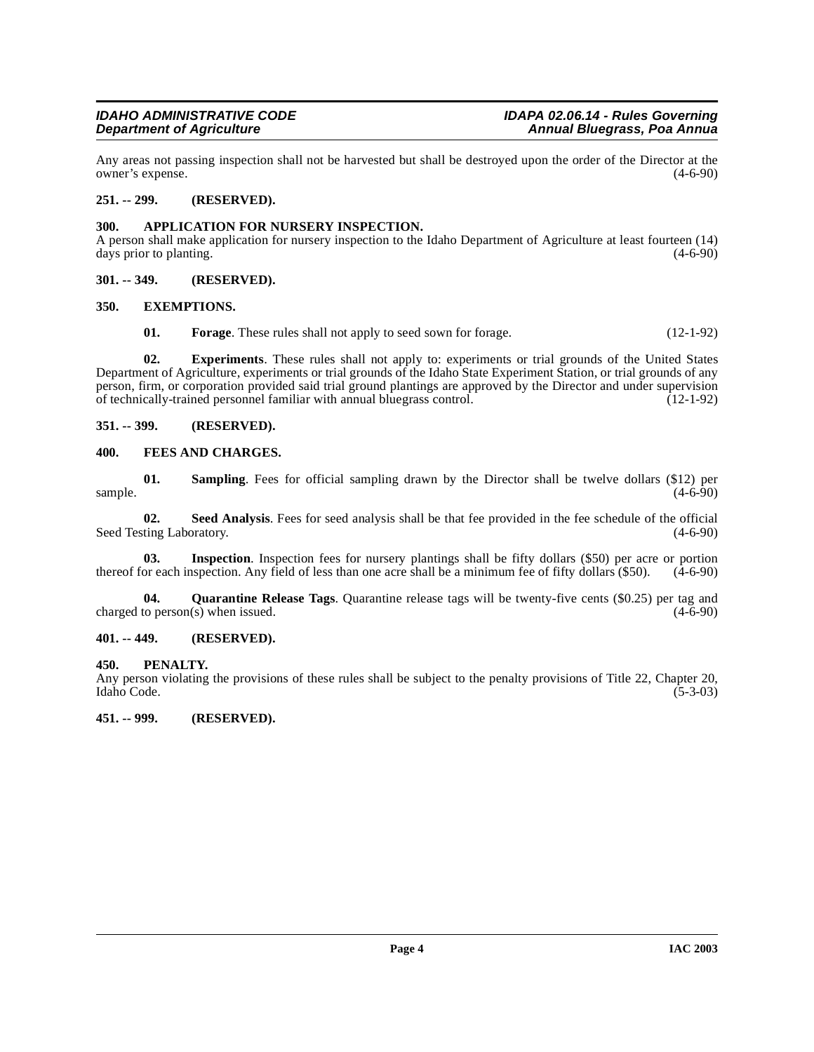Any areas not passing inspection shall not be harvested but shall be destroyed upon the order of the Director at the owner's expense. (4-6-90)

**251. -- 299. (RESERVED).**

**300. APPLICATION FOR NURSERY INSPECTION.**

A person shall make application for nursery inspection to the Idaho Department of Agriculture at least fourteen (14) days prior to planting. (4-6-90)

**301. -- 349. (RESERVED).**

**350. EXEMPTIONS.**

**01. Forage**. These rules shall not apply to seed sown for forage. (12-1-92)

**02. Experiments**. These rules shall not apply to: experiments or trial grounds of the United States Department of Agriculture, experiments or trial grounds of the Idaho State Experiment Station, or trial grounds of any person, firm, or corporation provided said trial ground plantings are approved by the Director and under supervision of technically-trained personnel familiar with annual bluegrass control. (12-1-92)

**351. -- 399. (RESERVED).**

**400. FEES AND CHARGES.**

**01. Sampling**. Fees for official sampling drawn by the Director shall be twelve dollars ($12) per sample. (4-6-90)

**02. Seed Analysis**. Fees for seed analysis shall be that fee provided in the fee schedule of the official Seed Testing Laboratory. (4-6-90)

**03. Inspection**. Inspection fees for nursery plantings shall be fifty dollars ($50) per acre or portion thereof for each inspection. Any field of less than one acre shall be a minimum fee of fifty dollars ($50). (4-6-90)

**04. Quarantine Release Tags**. Quarantine release tags will be twenty-five cents ($0.25) per tag and charged to person(s) when issued. (4-6-90)

**401. -- 449. (RESERVED).**

**450. PENALTY.**

Any person violating the provisions of these rules shall be subject to the penalty provisions of Title 22, Chapter 20, Idaho Code. (5-3-03)

**451. -- 999. (RESERVED).**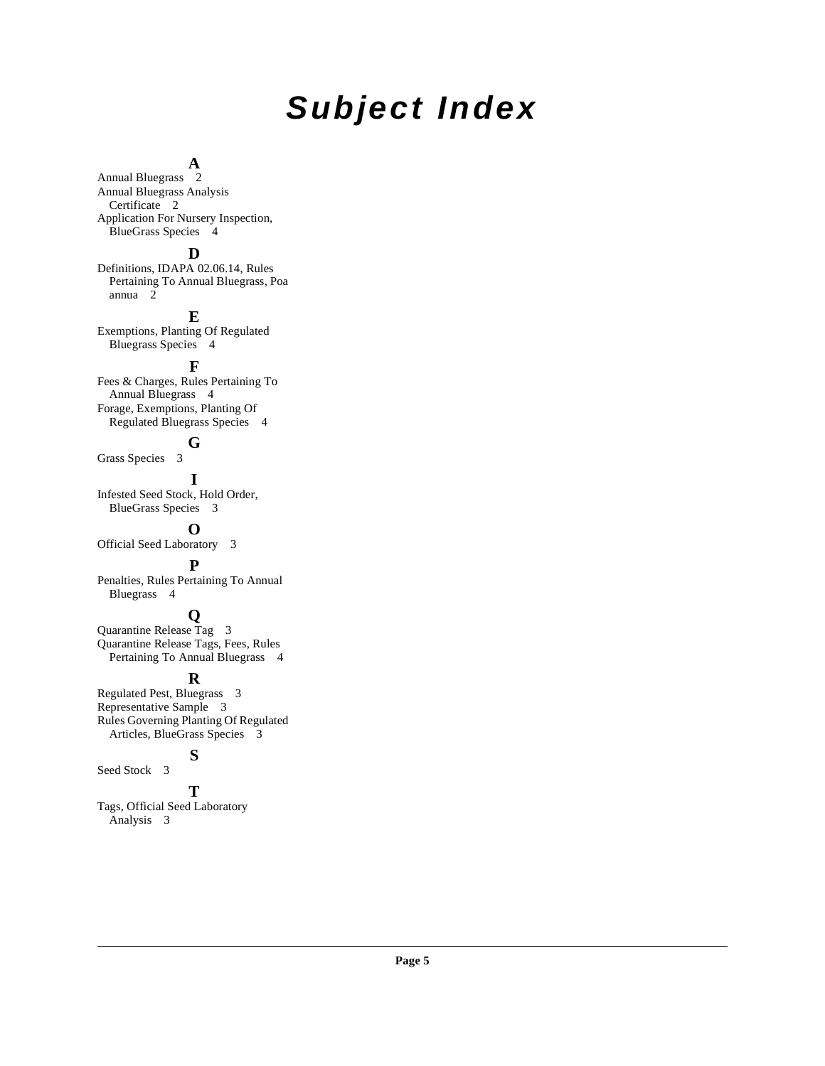# Subject Index

## A

Annual Bluegrass 2
Annual Bluegrass Analysis Certificate 2
Application For Nursery Inspection, BlueGrass Species 4

## D

Definitions, IDAPA 02.06.14, Rules Pertaining To Annual Bluegrass, Poa annua 2

## E

Exemptions, Planting Of Regulated Bluegrass Species 4

## F

Fees & Charges, Rules Pertaining To Annual Bluegrass 4
Forage, Exemptions, Planting Of Regulated Bluegrass Species 4

## G

Grass Species 3

## I

Infested Seed Stock, Hold Order, BlueGrass Species 3

## O

Official Seed Laboratory 3

## P

Penalties, Rules Pertaining To Annual Bluegrass 4

## Q

Quarantine Release Tag 3
Quarantine Release Tags, Fees, Rules Pertaining To Annual Bluegrass 4

## R

Regulated Pest, Bluegrass 3
Representative Sample 3
Rules Governing Planting Of Regulated Articles, BlueGrass Species 3

## S

Seed Stock 3

## T

Tags, Official Seed Laboratory Analysis 3